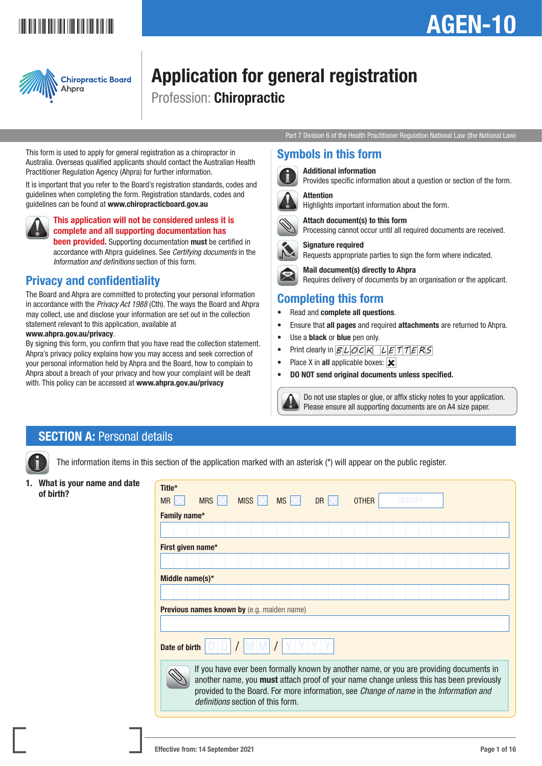# AGEN-10

Chiropractic Board Ahpra

# Application for general registration

## Profession: **Chiropractic**

Part 7 Division 6 of the Health Practitioner Regulation National Law (the National Law)

This form is used to apply for general registration as a chiropractor in Australia. Overseas qualified applicants should contact the Australian Health Practitioner Regulation Agency (Ahpra) for further information.

It is important that you refer to the Board's registration standards, codes and guidelines when completing the form. Registration standards, codes and guidelines can be found at **www.chiropracticboard.gov.au**

**This application will not be considered unless it is complete and all supporting documentation has been provided.** Supporting documentation **must** be certified in accordance with Ahpra guidelines. See *Certifying documents* in the *Information and definitions* section of this form.

## Privacy and confidentiality

The Board and Ahpra are committed to protecting your personal information in accordance with the *Privacy Act 1988* (Cth). The ways the Board and Ahpra may collect, use and disclose your information are set out in the collection statement relevant to this application, available at **www.ahpra.gov.au/privacy**.

By signing this form, you confirm that you have read the collection statement. Ahpra's privacy policy explains how you may access and seek correction of your personal information held by Ahpra and the Board, how to complain to Ahpra about a breach of your privacy and how your complaint will be dealt with. This policy can be accessed at **www.ahpra.gov.au/privacy**

## Symbols in this form

**Additional information**
Provides specific information about a question or section of the form.

**Attention**
Highlights important information about the form.

**Attach document(s) to this form**
Processing cannot occur until all required documents are received.

**Signature required**
Requests appropriate parties to sign the form where indicated.

**Mail document(s) directly to Ahpra**
Requires delivery of documents by an organisation or the applicant.

## Completing this form

- Read and **complete all questions**.
- Ensure that **all pages** and required **attachments** are returned to Ahpra.
- Use a **black** or **blue** pen only.
- Print clearly in BLOCK LETTERS
- Place X in **all** applicable boxes: ☒
- **DO NOT send original documents unless specified.**

Do not use staples or glue, or affix sticky notes to your application. Please ensure all supporting documents are on A4 size paper.

## SECTION A: Personal details

The information items in this section of the application marked with an asterisk (*) will appear on the public register.

**1. What is your name and date of birth?**

**Title***

MR ☐ MRS ☐ MISS ☐ MS ☐ DR ☐ OTHER SPECIFY

**Family name***

**First given name***

**Middle name(s)***

**Previous names known by** (e.g. maiden name)

**Date of birth** DD / MM / YYYY

If you have ever been formally known by another name, or you are providing documents in another name, you **must** attach proof of your name change unless this has been previously provided to the Board. For more information, see *Change of name* in the *Information and definitions* section of this form.

Effective from: 14 September 2021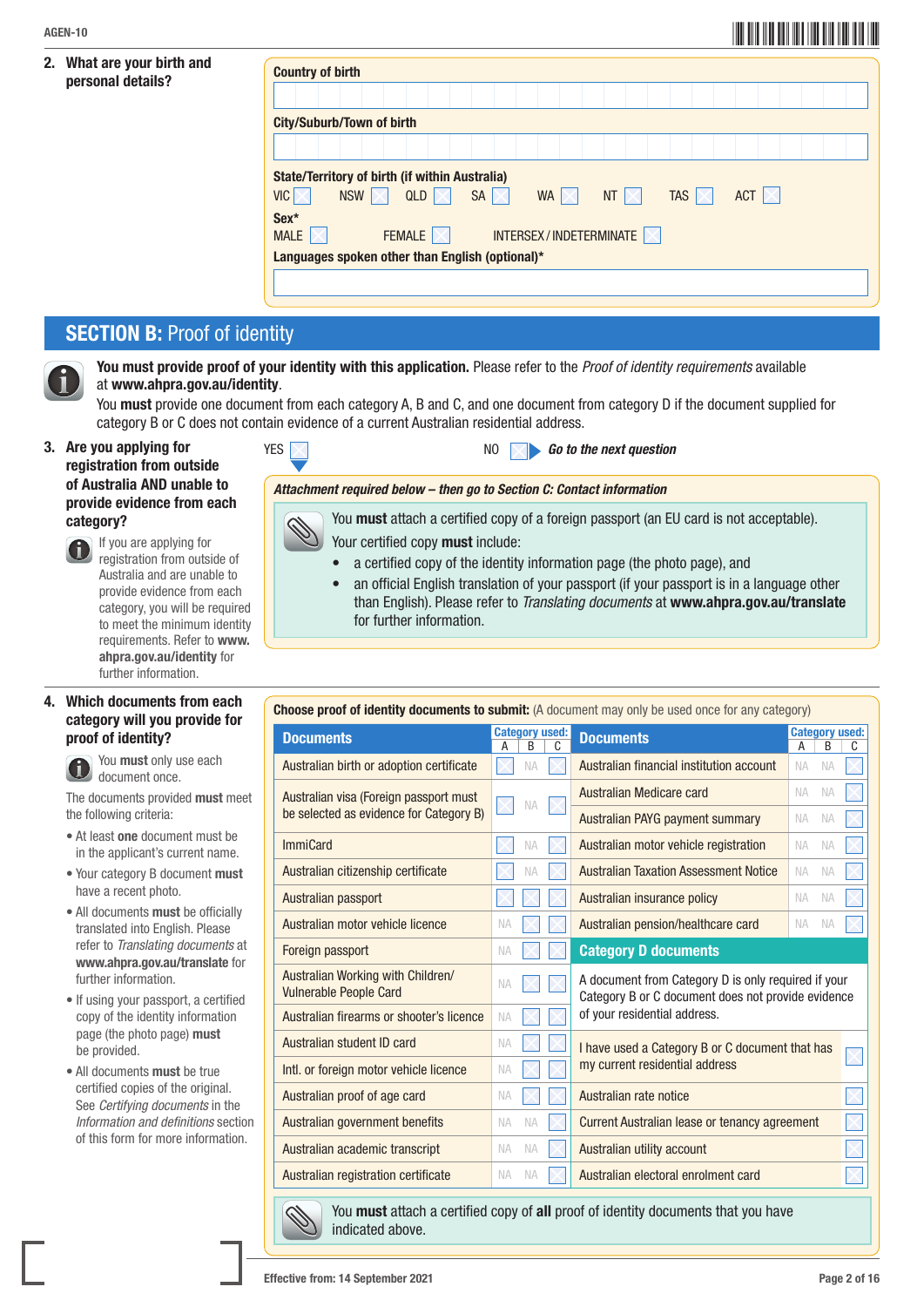**2. What are your birth and personal details?**

**Country of birth**

**City/Suburb/Town of birth**

**State/Territory of birth (if within Australia)**

VIC ☐ NSW ☐ QLD ☐ SA ☐ WA ☐ NT ☐ TAS ☐ ACT ☐

**Sex***

MALE ☐ FEMALE ☐ INTERSEX / INDETERMINATE ☐

**Languages spoken other than English (optional)***

## SECTION B: Proof of identity

**You must provide proof of your identity with this application.** Please refer to the *Proof of identity requirements* available at **www.ahpra.gov.au/identity**.

You **must** provide one document from each category A, B and C, and one document from category D if the document supplied for category B or C does not contain evidence of a current Australian residential address.

**3. Are you applying for registration from outside of Australia AND unable to provide evidence from each category?**

If you are applying for registration from outside of Australia and are unable to provide evidence from each category, you will be required to meet the minimum identity requirements. Refer to **www.ahpra.gov.au/identity** for further information.

YES ☐ NO ☐ ***Go to the next question***

***Attachment required below – then go to Section C: Contact information***

You **must** attach a certified copy of a foreign passport (an EU card is not acceptable).

Your certified copy **must** include:

- a certified copy of the identity information page (the photo page), and
- an official English translation of your passport (if your passport is in a language other than English). Please refer to *Translating documents* at **www.ahpra.gov.au/translate** for further information.

**4. Which documents from each category will you provide for proof of identity?**

You **must** only use each document once.

The documents provided **must** meet the following criteria:

- At least **one** document must be in the applicant's current name.
- Your category B document **must** have a recent photo.
- All documents **must** be officially translated into English. Please refer to *Translating documents* at **www.ahpra.gov.au/translate** for further information.
- If using your passport, a certified copy of the identity information page (the photo page) **must** be provided.
- All documents **must** be true certified copies of the original. See *Certifying documents* in the *Information and definitions* section of this form for more information.

**Choose proof of identity documents to submit:** (A document may only be used once for any category)

| Documents | Category used: A | B | C |
|---|---|---|---|
| Australian birth or adoption certificate | ☐ | NA | ☐ |
| Australian visa (Foreign passport must be selected as evidence for Category B) | ☐ | NA | ☐ |
| ImmiCard | ☐ | NA | ☐ |
| Australian citizenship certificate | ☐ | NA | ☐ |
| Australian passport | ☐ | ☐ | ☐ |
| Australian motor vehicle licence | NA | ☐ | ☐ |
| Foreign passport | NA | ☐ | ☐ |
| Australian Working with Children/Vulnerable People Card | NA | ☐ | ☐ |
| Australian firearms or shooter's licence | NA | ☐ | ☐ |
| Australian student ID card | NA | ☐ | ☐ |
| Intl. or foreign motor vehicle licence | NA | ☐ | ☐ |
| Australian proof of age card | NA | ☐ | ☐ |
| Australian government benefits | NA | NA | ☐ |
| Australian academic transcript | NA | NA | ☐ |
| Australian registration certificate | NA | NA | ☐ |
| Australian financial institution account | NA | NA | ☐ |
| Australian Medicare card | NA | NA | ☐ |
| Australian PAYG payment summary | NA | NA | ☐ |
| Australian motor vehicle registration | NA | NA | ☐ |
| Australian Taxation Assessment Notice | NA | NA | ☐ |
| Australian insurance policy | NA | NA | ☐ |
| Australian pension/healthcare card | NA | NA | ☐ |

**Category D documents**

A document from Category D is only required if your Category B or C document does not provide evidence of your residential address.

| Document | |
|---|---|
| I have used a Category B or C document that has my current residential address | ☐ |
| Australian rate notice | ☐ |
| Current Australian lease or tenancy agreement | ☐ |
| Australian utility account | ☐ |
| Australian electoral enrolment card | ☐ |

You **must** attach a certified copy of **all** proof of identity documents that you have indicated above.

Effective from: 14 September 2021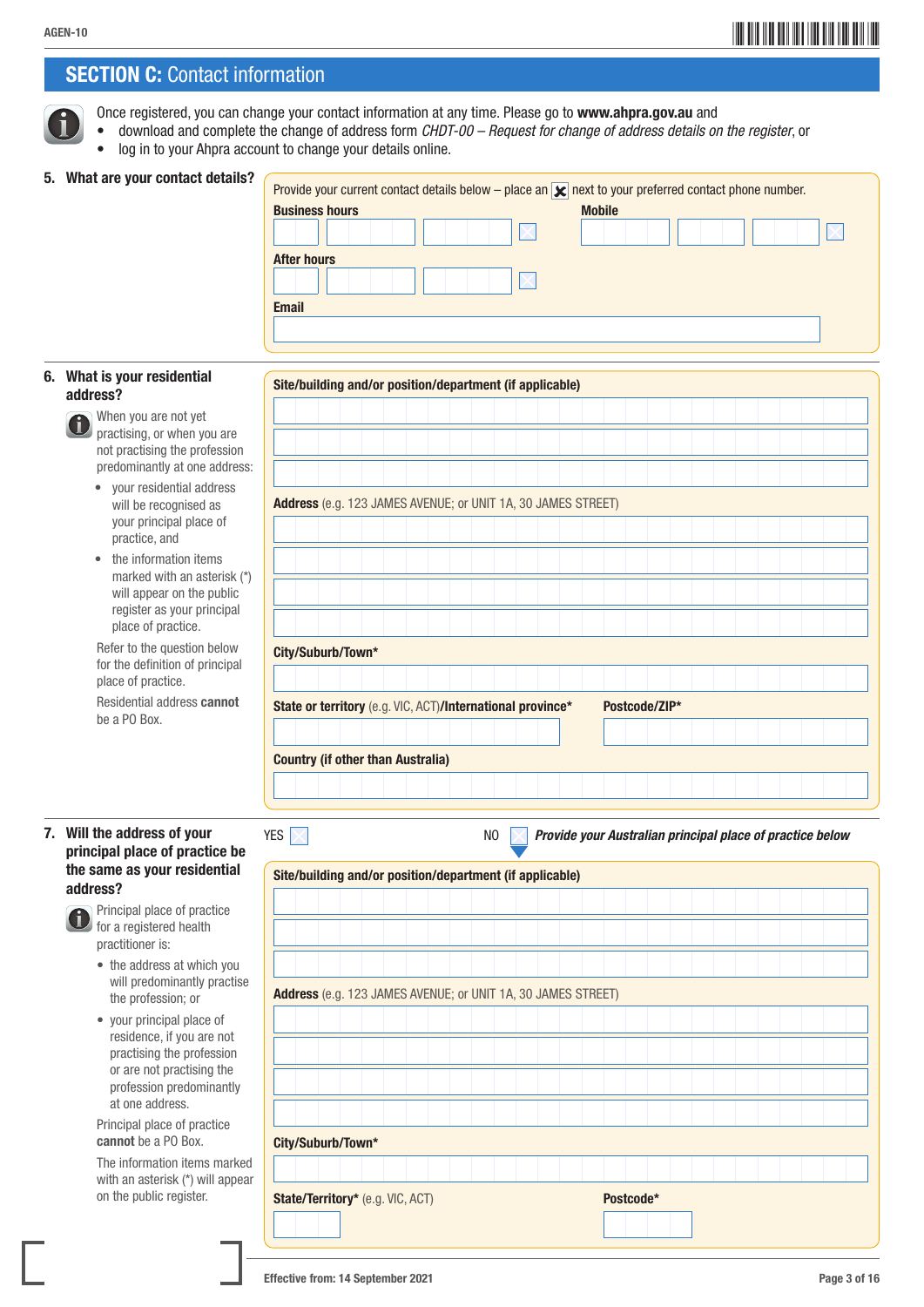## SECTION C: Contact information

Once registered, you can change your contact information at any time. Please go to **www.ahpra.gov.au** and

- download and complete the change of address form *CHDT-00 – Request for change of address details on the register*, or
- log in to your Ahpra account to change your details online.

### 5. What are your contact details?

Provide your current contact details below – place an ☒ next to your preferred contact phone number.

**Business hours** ☐

**Mobile** ☐

**After hours** ☐

**Email**

### 6. What is your residential address?

When you are not yet practising, or when you are not practising the profession predominantly at one address:

- your residential address will be recognised as your principal place of practice, and
- the information items marked with an asterisk (*) will appear on the public register as your principal place of practice.

Refer to the question below for the definition of principal place of practice.

Residential address **cannot** be a PO Box.

**Site/building and/or position/department (if applicable)**

**Address** (e.g. 123 JAMES AVENUE; or UNIT 1A, 30 JAMES STREET)

**City/Suburb/Town***

**State or territory** (e.g. VIC, ACT)**/International province***

**Postcode/ZIP***

**Country (if other than Australia)**

### 7. Will the address of your principal place of practice be the same as your residential address?

Principal place of practice for a registered health practitioner is:

- the address at which you will predominantly practise the profession; or
- your principal place of residence, if you are not practising the profession or are not practising the profession predominantly at one address.

Principal place of practice **cannot** be a PO Box.

The information items marked with an asterisk (*) will appear on the public register.

YES ☐

NO ☐ ***Provide your Australian principal place of practice below***

**Site/building and/or position/department (if applicable)**

**Address** (e.g. 123 JAMES AVENUE; or UNIT 1A, 30 JAMES STREET)

**City/Suburb/Town***

**State/Territory*** (e.g. VIC, ACT)

**Postcode***

Effective from: 14 September 2021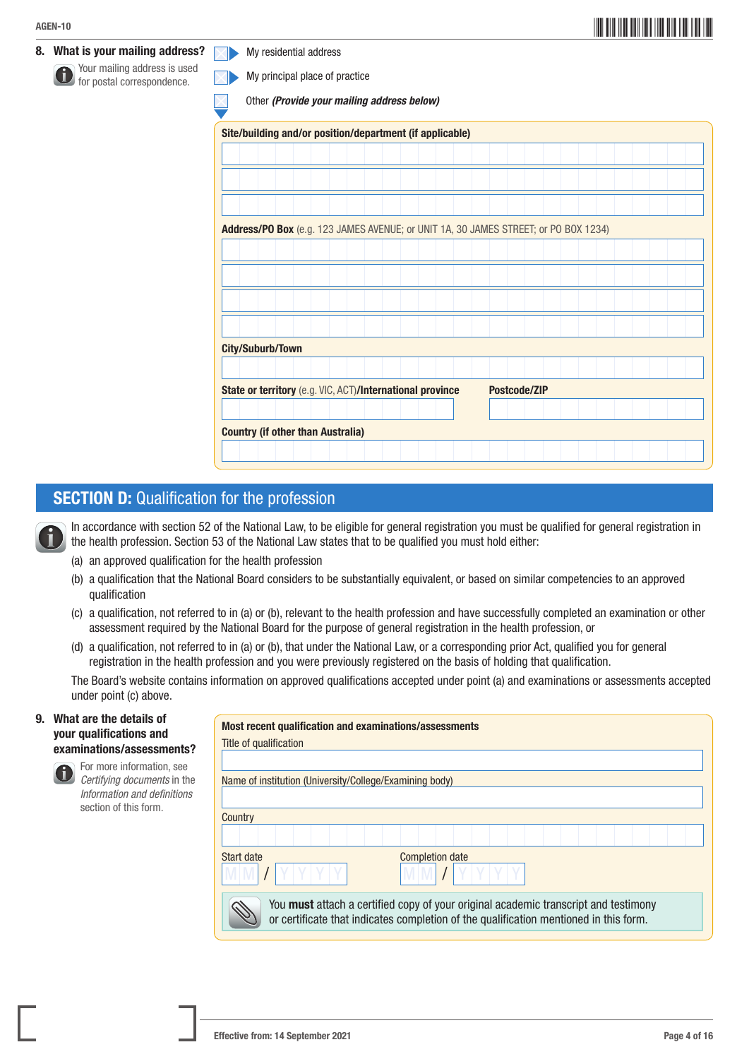**8. What is your mailing address?**

Your mailing address is used for postal correspondence.

- ☐ My residential address
- ☐ My principal place of practice
- ☐ Other *(Provide your mailing address below)*

**Site/building and/or position/department (if applicable)**

**Address/PO Box** (e.g. 123 JAMES AVENUE; or UNIT 1A, 30 JAMES STREET; or PO BOX 1234)

**City/Suburb/Town**

**State or territory** (e.g. VIC, ACT)**/International province**

**Postcode/ZIP**

**Country (if other than Australia)**

## SECTION D: Qualification for the profession

In accordance with section 52 of the National Law, to be eligible for general registration you must be qualified for general registration in the health profession. Section 53 of the National Law states that to be qualified you must hold either:

(a) an approved qualification for the health profession

(b) a qualification that the National Board considers to be substantially equivalent, or based on similar competencies to an approved qualification

(c) a qualification, not referred to in (a) or (b), relevant to the health profession and have successfully completed an examination or other assessment required by the National Board for the purpose of general registration in the health profession, or

(d) a qualification, not referred to in (a) or (b), that under the National Law, or a corresponding prior Act, qualified you for general registration in the health profession and you were previously registered on the basis of holding that qualification.

The Board's website contains information on approved qualifications accepted under point (a) and examinations or assessments accepted under point (c) above.

**9. What are the details of your qualifications and examinations/assessments?**

For more information, see *Certifying documents* in the *Information and definitions* section of this form.

**Most recent qualification and examinations/assessments**

Title of qualification

Name of institution (University/College/Examining body)

Country

Start date MM / YYYY

Completion date MM / YYYY

You **must** attach a certified copy of your original academic transcript and testimony or certificate that indicates completion of the qualification mentioned in this form.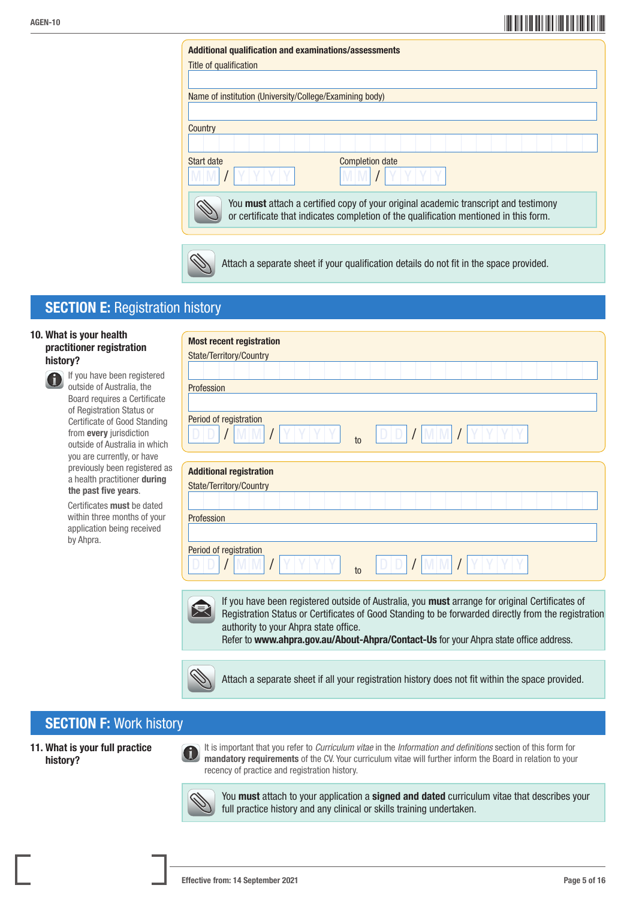**Additional qualification and examinations/assessments**

Title of qualification

Name of institution (University/College/Examining body)

Country

Start date MM / YYYY

Completion date MM / YYYY

You **must** attach a certified copy of your original academic transcript and testimony or certificate that indicates completion of the qualification mentioned in this form.

Attach a separate sheet if your qualification details do not fit in the space provided.

## SECTION E: Registration history

### 10. What is your health practitioner registration history?

If you have been registered outside of Australia, the Board requires a Certificate of Registration Status or Certificate of Good Standing from **every** jurisdiction outside of Australia in which you are currently, or have previously been registered as a health practitioner **during the past five years**.

Certificates **must** be dated within three months of your application being received by Ahpra.

**Most recent registration**

State/Territory/Country

Profession

Period of registration DD / MM / YYYY to DD / MM / YYYY

**Additional registration**

State/Territory/Country

Profession

Period of registration DD / MM / YYYY to DD / MM / YYYY

If you have been registered outside of Australia, you **must** arrange for original Certificates of Registration Status or Certificates of Good Standing to be forwarded directly from the registration authority to your Ahpra state office.
Refer to **www.ahpra.gov.au/About-Ahpra/Contact-Us** for your Ahpra state office address.

Attach a separate sheet if all your registration history does not fit within the space provided.

## SECTION F: Work history

### 11. What is your full practice history?

It is important that you refer to *Curriculum vitae* in the *Information and definitions* section of this form for **mandatory requirements** of the CV. Your curriculum vitae will further inform the Board in relation to your recency of practice and registration history.

You **must** attach to your application a **signed and dated** curriculum vitae that describes your full practice history and any clinical or skills training undertaken.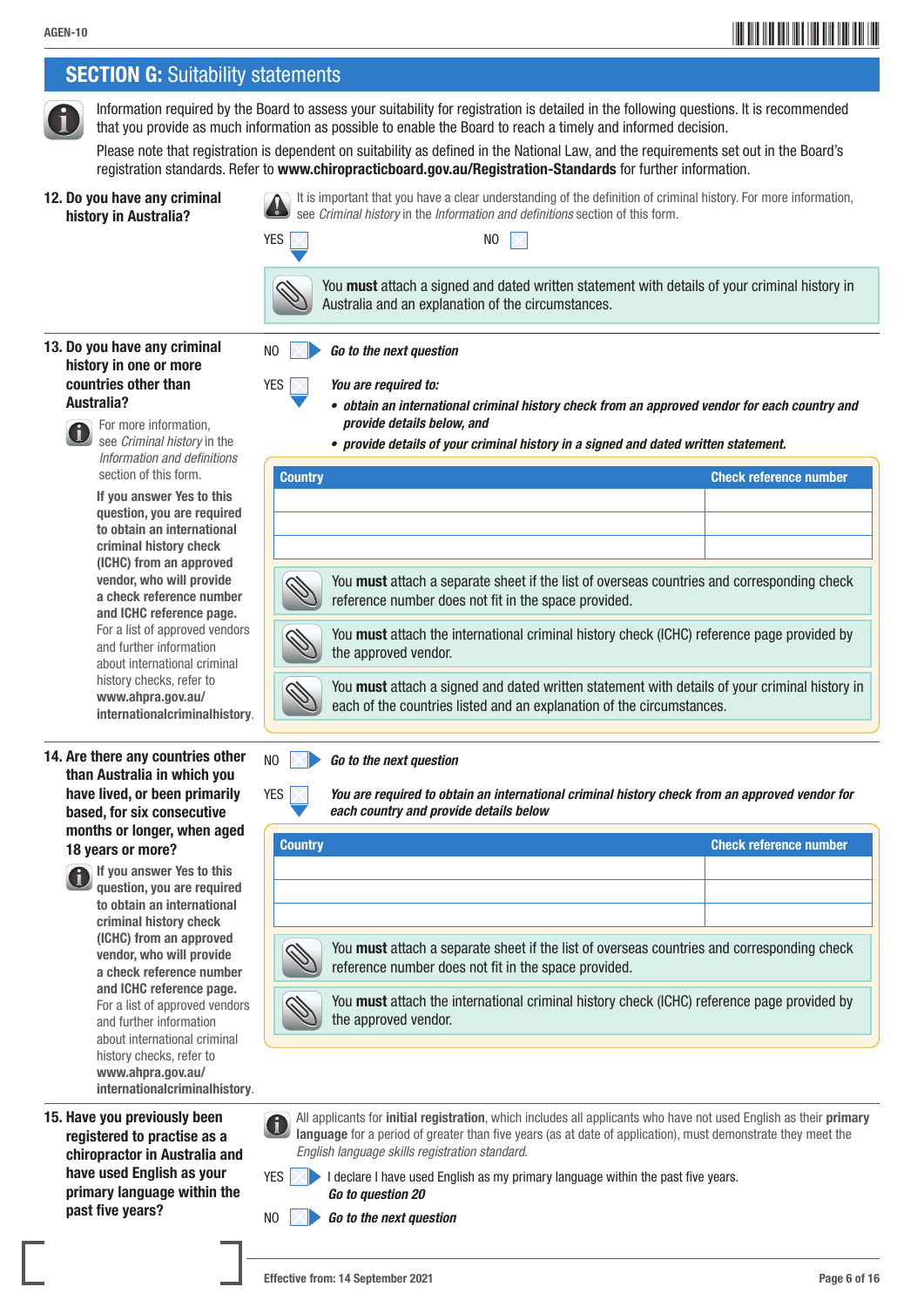## SECTION G: Suitability statements

Information required by the Board to assess your suitability for registration is detailed in the following questions. It is recommended that you provide as much information as possible to enable the Board to reach a timely and informed decision.

Please note that registration is dependent on suitability as defined in the National Law, and the requirements set out in the Board's registration standards. Refer to **www.chiropracticboard.gov.au/Registration-Standards** for further information.

### 12. Do you have any criminal history in Australia?

It is important that you have a clear understanding of the definition of criminal history. For more information, see *Criminal history* in the *Information and definitions* section of this form.

YES ☐ NO ☐

You **must** attach a signed and dated written statement with details of your criminal history in Australia and an explanation of the circumstances.

### 13. Do you have any criminal history in one or more countries other than Australia?

For more information, see *Criminal history* in the *Information and definitions* section of this form.

**If you answer Yes to this question, you are required to obtain an international criminal history check (ICHC) from an approved vendor, who will provide a check reference number and ICHC reference page.** For a list of approved vendors and further information about international criminal history checks, refer to **www.ahpra.gov.au/internationalcriminalhistory**.

NO ☐ ***Go to the next question***

YES ☐ ***You are required to:***

- ***obtain an international criminal history check from an approved vendor for each country and provide details below, and***
- ***provide details of your criminal history in a signed and dated written statement.***

| Country | Check reference number |
|---|---|
| | |
| | |
| | |

You **must** attach a separate sheet if the list of overseas countries and corresponding check reference number does not fit in the space provided.

You **must** attach the international criminal history check (ICHC) reference page provided by the approved vendor.

You **must** attach a signed and dated written statement with details of your criminal history in each of the countries listed and an explanation of the circumstances.

### 14. Are there any countries other than Australia in which you have lived, or been primarily based, for six consecutive months or longer, when aged 18 years or more?

**If you answer Yes to this question, you are required to obtain an international criminal history check (ICHC) from an approved vendor, who will provide a check reference number and ICHC reference page.** For a list of approved vendors and further information about international criminal history checks, refer to **www.ahpra.gov.au/internationalcriminalhistory**.

NO ☐ ***Go to the next question***

YES ☐ ***You are required to obtain an international criminal history check from an approved vendor for each country and provide details below***

| Country | Check reference number |
|---|---|
| | |
| | |
| | |

You **must** attach a separate sheet if the list of overseas countries and corresponding check reference number does not fit in the space provided.

You **must** attach the international criminal history check (ICHC) reference page provided by the approved vendor.

### 15. Have you previously been registered to practise as a chiropractor in Australia and have used English as your primary language within the past five years?

All applicants for **initial registration**, which includes all applicants who have not used English as their **primary language** for a period of greater than five years (as at date of application), must demonstrate they meet the *English language skills registration standard*.

YES ☐ I declare I have used English as my primary language within the past five years. ***Go to question 20***

NO ☐ ***Go to the next question***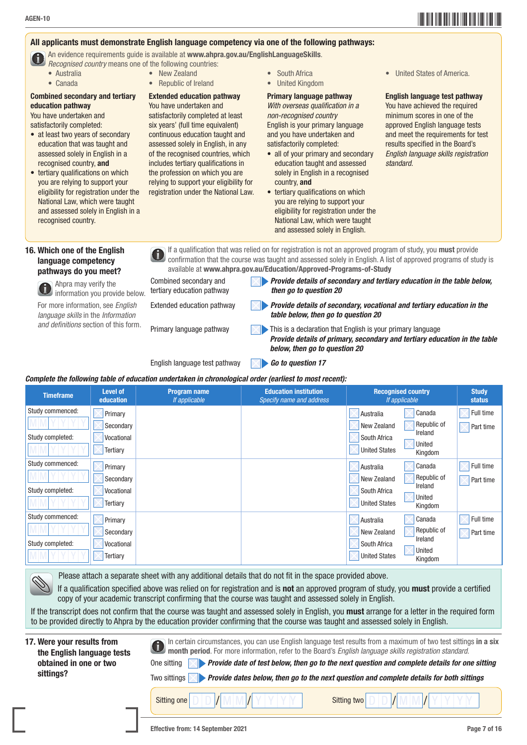**All applicants must demonstrate English language competency via one of the following pathways:**

An evidence requirements guide is available at **www.ahpra.gov.au/EnglishLanguageSkills**.
*Recognised country* means one of the following countries:

- Australia
- Canada
- New Zealand
- Republic of Ireland
- South Africa
- United Kingdom
- United States of America.

**Combined secondary and tertiary education pathway**
You have undertaken and satisfactorily completed:

- at least two years of secondary education that was taught and assessed solely in English in a recognised country, **and**
- tertiary qualifications on which you are relying to support your eligibility for registration under the National Law, which were taught and assessed solely in English in a recognised country.

**Extended education pathway**
You have undertaken and satisfactorily completed at least six years' (full time equivalent) continuous education taught and assessed solely in English, in any of the recognised countries, which includes tertiary qualifications in the profession on which you are relying to support your eligibility for registration under the National Law.

**Primary language pathway**
*With overseas qualification in a non-recognised country*
English is your primary language and you have undertaken and satisfactorily completed:

- all of your primary and secondary education taught and assessed solely in English in a recognised country, **and**
- tertiary qualifications on which you are relying to support your eligibility for registration under the National Law, which were taught and assessed solely in English.

**English language test pathway**
You have achieved the required minimum scores in one of the approved English language tests and meet the requirements for test results specified in the Board's *English language skills registration standard.*

## 16. Which one of the English language competency pathways do you meet?

Ahpra may verify the information you provide below.

For more information, see *English language skills* in the *Information and definitions* section of this form.

If a qualification that was relied on for registration is not an approved program of study, you **must** provide confirmation that the course was taught and assessed solely in English. A list of approved programs of study is available at **www.ahpra.gov.au/Education/Approved-Programs-of-Study**

- Combined secondary and tertiary education pathway ☐ ▶ ***Provide details of secondary and tertiary education in the table below, then go to question 20***
- Extended education pathway ☐ ▶ ***Provide details of secondary, vocational and tertiary education in the table below, then go to question 20***
- Primary language pathway ☐ ▶ This is a declaration that English is your primary language ***Provide details of primary, secondary and tertiary education in the table below, then go to question 20***
- English language test pathway ☐ ▶ ***Go to question 17***

***Complete the following table of education undertaken in chronological order (earliest to most recent):***

| Timeframe | Level of education | Program name *If applicable* | Education institution *Specify name and address* | Recognised country *If applicable* | Study status |
|---|---|---|---|---|---|
| Study commenced: MM/YYYY Study completed: MM/YYYY | ☐ Primary ☐ Secondary ☐ Vocational ☐ Tertiary | | | ☐ Australia ☐ Canada ☐ New Zealand ☐ Republic of Ireland ☐ South Africa ☐ United Kingdom ☐ United States | ☐ Full time ☐ Part time |
| Study commenced: MM/YYYY Study completed: MM/YYYY | ☐ Primary ☐ Secondary ☐ Vocational ☐ Tertiary | | | ☐ Australia ☐ Canada ☐ New Zealand ☐ Republic of Ireland ☐ South Africa ☐ United Kingdom ☐ United States | ☐ Full time ☐ Part time |
| Study commenced: MM/YYYY Study completed: MM/YYYY | ☐ Primary ☐ Secondary ☐ Vocational ☐ Tertiary | | | ☐ Australia ☐ Canada ☐ New Zealand ☐ Republic of Ireland ☐ South Africa ☐ United Kingdom ☐ United States | ☐ Full time ☐ Part time |

Please attach a separate sheet with any additional details that do not fit in the space provided above.

If a qualification specified above was relied on for registration and is **not** an approved program of study, you **must** provide a certified copy of your academic transcript confirming that the course was taught and assessed solely in English.

If the transcript does not confirm that the course was taught and assessed solely in English, you **must** arrange for a letter in the required form to be provided directly to Ahpra by the education provider confirming that the course was taught and assessed solely in English.

## 17. Were your results from the English language tests obtained in one or two sittings?

In certain circumstances, you can use English language test results from a maximum of two test sittings **in a six month period**. For more information, refer to the Board's *English language skills registration standard*.

- One sitting ☐ ▶ ***Provide date of test below, then go to the next question and complete details for one sitting***
- Two sittings ☐ ▶ ***Provide dates below, then go to the next question and complete details for both sittings***

Sitting one DD/MM/YYYY Sitting two DD/MM/YYYY

Effective from: 14 September 2021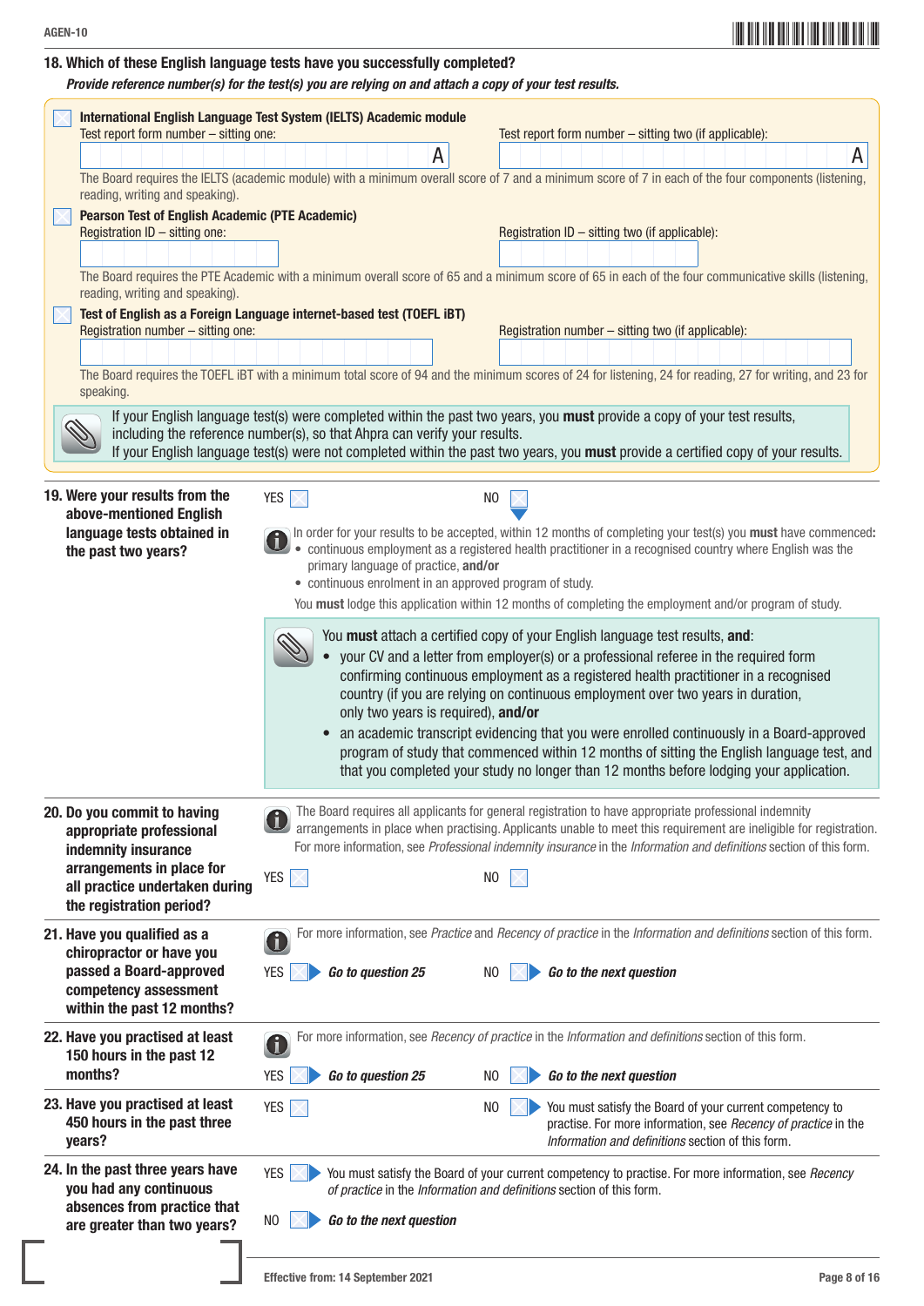## 18. Which of these English language tests have you successfully completed?

***Provide reference number(s) for the test(s) you are relying on and attach a copy of your test results.***

☐ **International English Language Test System (IELTS) Academic module**

Test report form number – sitting one: A

Test report form number – sitting two (if applicable): A

The Board requires the IELTS (academic module) with a minimum overall score of 7 and a minimum score of 7 in each of the four components (listening, reading, writing and speaking).

☐ **Pearson Test of English Academic (PTE Academic)**

Registration ID – sitting one:

Registration ID – sitting two (if applicable):

The Board requires the PTE Academic with a minimum overall score of 65 and a minimum score of 65 in each of the four communicative skills (listening, reading, writing and speaking).

☐ **Test of English as a Foreign Language internet-based test (TOEFL iBT)**

Registration number – sitting one:

Registration number – sitting two (if applicable):

The Board requires the TOEFL iBT with a minimum total score of 94 and the minimum scores of 24 for listening, 24 for reading, 27 for writing, and 23 for speaking.

> If your English language test(s) were completed within the past two years, you **must** provide a copy of your test results, including the reference number(s), so that Ahpra can verify your results.
> If your English language test(s) were not completed within the past two years, you **must** provide a certified copy of your results.

## 19. Were your results from the above-mentioned English language tests obtained in the past two years?

YES ☐ NO ☐

In order for your results to be accepted, within 12 months of completing your test(s) you **must** have commenced:

- continuous employment as a registered health practitioner in a recognised country where English was the primary language of practice, **and/or**
- continuous enrolment in an approved program of study.

You **must** lodge this application within 12 months of completing the employment and/or program of study.

> You **must** attach a certified copy of your English language test results, **and**:
> - your CV and a letter from employer(s) or a professional referee in the required form confirming continuous employment as a registered health practitioner in a recognised country (if you are relying on continuous employment over two years in duration, only two years is required), **and/or**
> - an academic transcript evidencing that you were enrolled continuously in a Board-approved program of study that commenced within 12 months of sitting the English language test, and that you completed your study no longer than 12 months before lodging your application.

## 20. Do you commit to having appropriate professional indemnity insurance arrangements in place for all practice undertaken during the registration period?

The Board requires all applicants for general registration to have appropriate professional indemnity arrangements in place when practising. Applicants unable to meet this requirement are ineligible for registration. For more information, see *Professional indemnity insurance* in the *Information and definitions* section of this form.

YES ☐ NO ☐

## 21. Have you qualified as a chiropractor or have you passed a Board-approved competency assessment within the past 12 months?

For more information, see *Practice* and *Recency of practice* in the *Information and definitions* section of this form.

YES ☐ ***Go to question 25*** NO ☐ ***Go to the next question***

## 22. Have you practised at least 150 hours in the past 12 months?

For more information, see *Recency of practice* in the *Information and definitions* section of this form.

YES ☐ ***Go to question 25*** NO ☐ ***Go to the next question***

## 23. Have you practised at least 450 hours in the past three years?

YES ☐ NO ☐ You must satisfy the Board of your current competency to practise. For more information, see *Recency of practice* in the *Information and definitions* section of this form.

## 24. In the past three years have you had any continuous absences from practice that are greater than two years?

YES ☐ You must satisfy the Board of your current competency to practise. For more information, see *Recency of practice* in the *Information and definitions* section of this form.

NO ☐ ***Go to the next question***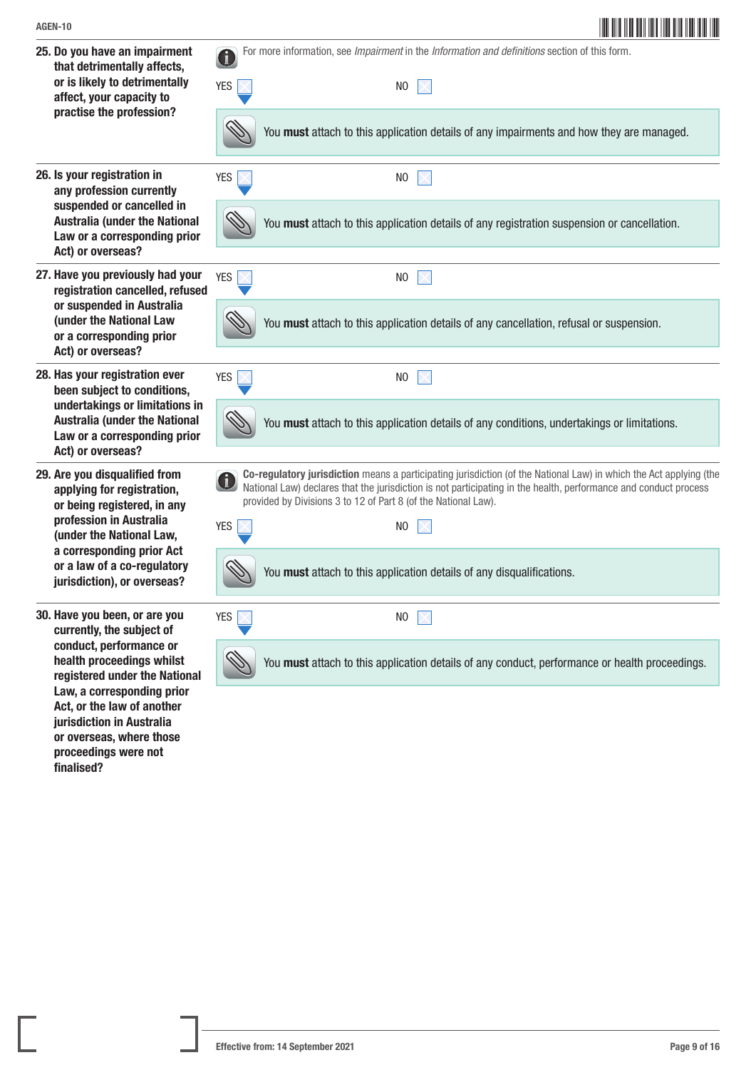**25. Do you have an impairment that detrimentally affects, or is likely to detrimentally affect, your capacity to practise the profession?**

For more information, see *Impairment* in the *Information and definitions* section of this form.

YES ☐ NO ☐

You **must** attach to this application details of any impairments and how they are managed.

**26. Is your registration in any profession currently suspended or cancelled in Australia (under the National Law or a corresponding prior Act) or overseas?**

YES ☐ NO ☐

You **must** attach to this application details of any registration suspension or cancellation.

**27. Have you previously had your registration cancelled, refused or suspended in Australia (under the National Law or a corresponding prior Act) or overseas?**

YES ☐ NO ☐

You **must** attach to this application details of any cancellation, refusal or suspension.

**28. Has your registration ever been subject to conditions, undertakings or limitations in Australia (under the National Law or a corresponding prior Act) or overseas?**

YES ☐ NO ☐

You **must** attach to this application details of any conditions, undertakings or limitations.

**29. Are you disqualified from applying for registration, or being registered, in any profession in Australia (under the National Law, a corresponding prior Act or a law of a co-regulatory jurisdiction), or overseas?**

**Co-regulatory jurisdiction** means a participating jurisdiction (of the National Law) in which the Act applying (the National Law) declares that the jurisdiction is not participating in the health, performance and conduct process provided by Divisions 3 to 12 of Part 8 (of the National Law).

YES ☐ NO ☐

You **must** attach to this application details of any disqualifications.

**30. Have you been, or are you currently, the subject of conduct, performance or health proceedings whilst registered under the National Law, a corresponding prior Act, or the law of another jurisdiction in Australia or overseas, where those proceedings were not finalised?**

YES ☐ NO ☐

You **must** attach to this application details of any conduct, performance or health proceedings.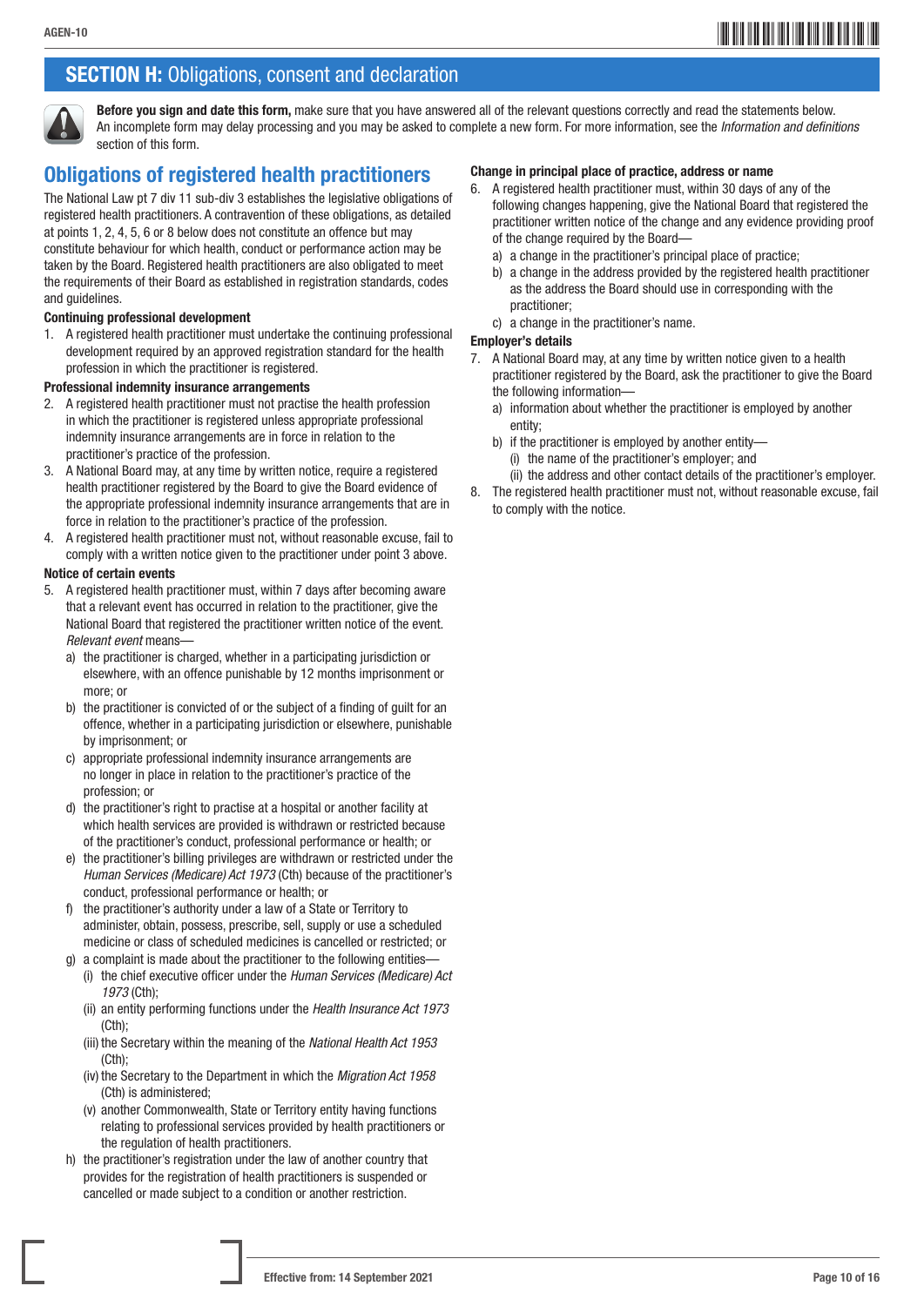## SECTION H: Obligations, consent and declaration

**Before you sign and date this form,** make sure that you have answered all of the relevant questions correctly and read the statements below. An incomplete form may delay processing and you may be asked to complete a new form. For more information, see the *Information and definitions* section of this form.

## Obligations of registered health practitioners

The National Law pt 7 div 11 sub-div 3 establishes the legislative obligations of registered health practitioners. A contravention of these obligations, as detailed at points 1, 2, 4, 5, 6 or 8 below does not constitute an offence but may constitute behaviour for which health, conduct or performance action may be taken by the Board. Registered health practitioners are also obligated to meet the requirements of their Board as established in registration standards, codes and guidelines.

**Continuing professional development**

1. A registered health practitioner must undertake the continuing professional development required by an approved registration standard for the health profession in which the practitioner is registered.

**Professional indemnity insurance arrangements**

2. A registered health practitioner must not practise the health profession in which the practitioner is registered unless appropriate professional indemnity insurance arrangements are in force in relation to the practitioner's practice of the profession.
3. A National Board may, at any time by written notice, require a registered health practitioner registered by the Board to give the Board evidence of the appropriate professional indemnity insurance arrangements that are in force in relation to the practitioner's practice of the profession.
4. A registered health practitioner must not, without reasonable excuse, fail to comply with a written notice given to the practitioner under point 3 above.

**Notice of certain events**

5. A registered health practitioner must, within 7 days after becoming aware that a relevant event has occurred in relation to the practitioner, give the National Board that registered the practitioner written notice of the event. *Relevant event* means—
   a) the practitioner is charged, whether in a participating jurisdiction or elsewhere, with an offence punishable by 12 months imprisonment or more; or
   b) the practitioner is convicted of or the subject of a finding of guilt for an offence, whether in a participating jurisdiction or elsewhere, punishable by imprisonment; or
   c) appropriate professional indemnity insurance arrangements are no longer in place in relation to the practitioner's practice of the profession; or
   d) the practitioner's right to practise at a hospital or another facility at which health services are provided is withdrawn or restricted because of the practitioner's conduct, professional performance or health; or
   e) the practitioner's billing privileges are withdrawn or restricted under the *Human Services (Medicare) Act 1973* (Cth) because of the practitioner's conduct, professional performance or health; or
   f) the practitioner's authority under a law of a State or Territory to administer, obtain, possess, prescribe, sell, supply or use a scheduled medicine or class of scheduled medicines is cancelled or restricted; or
   g) a complaint is made about the practitioner to the following entities—
      (i) the chief executive officer under the *Human Services (Medicare) Act 1973* (Cth);
      (ii) an entity performing functions under the *Health Insurance Act 1973* (Cth);
      (iii) the Secretary within the meaning of the *National Health Act 1953* (Cth);
      (iv) the Secretary to the Department in which the *Migration Act 1958* (Cth) is administered;
      (v) another Commonwealth, State or Territory entity having functions relating to professional services provided by health practitioners or the regulation of health practitioners.
   h) the practitioner's registration under the law of another country that provides for the registration of health practitioners is suspended or cancelled or made subject to a condition or another restriction.

**Change in principal place of practice, address or name**

6. A registered health practitioner must, within 30 days of any of the following changes happening, give the National Board that registered the practitioner written notice of the change and any evidence providing proof of the change required by the Board—
   a) a change in the practitioner's principal place of practice;
   b) a change in the address provided by the registered health practitioner as the address the Board should use in corresponding with the practitioner;
   c) a change in the practitioner's name.

**Employer's details**

7. A National Board may, at any time by written notice given to a health practitioner registered by the Board, ask the practitioner to give the Board the following information—
   a) information about whether the practitioner is employed by another entity;
   b) if the practitioner is employed by another entity—
      (i) the name of the practitioner's employer; and
      (ii) the address and other contact details of the practitioner's employer.
8. The registered health practitioner must not, without reasonable excuse, fail to comply with the notice.

Effective from: 14 September 2021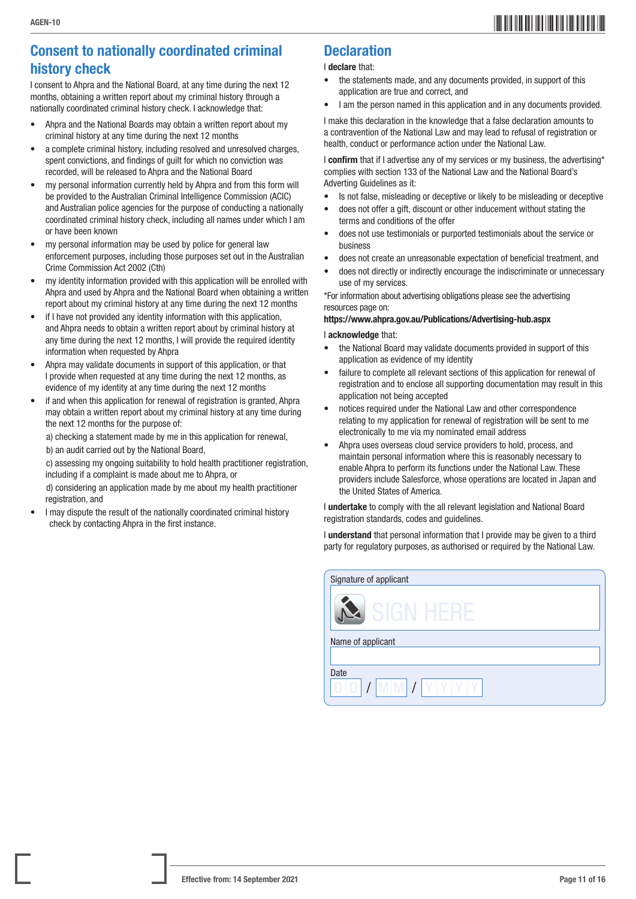## Consent to nationally coordinated criminal history check

I consent to Ahpra and the National Board, at any time during the next 12 months, obtaining a written report about my criminal history through a nationally coordinated criminal history check. I acknowledge that:

- Ahpra and the National Boards may obtain a written report about my criminal history at any time during the next 12 months
- a complete criminal history, including resolved and unresolved charges, spent convictions, and findings of guilt for which no conviction was recorded, will be released to Ahpra and the National Board
- my personal information currently held by Ahpra and from this form will be provided to the Australian Criminal Intelligence Commission (ACIC) and Australian police agencies for the purpose of conducting a nationally coordinated criminal history check, including all names under which I am or have been known
- my personal information may be used by police for general law enforcement purposes, including those purposes set out in the Australian Crime Commission Act 2002 (Cth)
- my identity information provided with this application will be enrolled with Ahpra and used by Ahpra and the National Board when obtaining a written report about my criminal history at any time during the next 12 months
- if I have not provided any identity information with this application, and Ahpra needs to obtain a written report about by criminal history at any time during the next 12 months, I will provide the required identity information when requested by Ahpra
- Ahpra may validate documents in support of this application, or that I provide when requested at any time during the next 12 months, as evidence of my identity at any time during the next 12 months
- if and when this application for renewal of registration is granted, Ahpra may obtain a written report about my criminal history at any time during the next 12 months for the purpose of:

  a) checking a statement made by me in this application for renewal,

  b) an audit carried out by the National Board,

  c) assessing my ongoing suitability to hold health practitioner registration, including if a complaint is made about me to Ahpra, or

  d) considering an application made by me about my health practitioner registration, and
- I may dispute the result of the nationally coordinated criminal history check by contacting Ahpra in the first instance.

## Declaration

I **declare** that:

- the statements made, and any documents provided, in support of this application are true and correct, and
- I am the person named in this application and in any documents provided.

I make this declaration in the knowledge that a false declaration amounts to a contravention of the National Law and may lead to refusal of registration or health, conduct or performance action under the National Law.

I **confirm** that if I advertise any of my services or my business, the advertising* complies with section 133 of the National Law and the National Board's Adverting Guidelines as it:

- Is not false, misleading or deceptive or likely to be misleading or deceptive
- does not offer a gift, discount or other inducement without stating the terms and conditions of the offer
- does not use testimonials or purported testimonials about the service or business
- does not create an unreasonable expectation of beneficial treatment, and
- does not directly or indirectly encourage the indiscriminate or unnecessary use of my services.

*For information about advertising obligations please see the advertising resources page on:

**https://www.ahpra.gov.au/Publications/Advertising-hub.aspx**

I **acknowledge** that:

- the National Board may validate documents provided in support of this application as evidence of my identity
- failure to complete all relevant sections of this application for renewal of registration and to enclose all supporting documentation may result in this application not being accepted
- notices required under the National Law and other correspondence relating to my application for renewal of registration will be sent to me electronically to me via my nominated email address
- Ahpra uses overseas cloud service providers to hold, process, and maintain personal information where this is reasonably necessary to enable Ahpra to perform its functions under the National Law. These providers include Salesforce, whose operations are located in Japan and the United States of America.

I **undertake** to comply with the all relevant legislation and National Board registration standards, codes and guidelines.

I **understand** that personal information that I provide may be given to a third party for regulatory purposes, as authorised or required by the National Law.

Signature of applicant

SIGN HERE

Name of applicant

Date

DD / MM / YYYY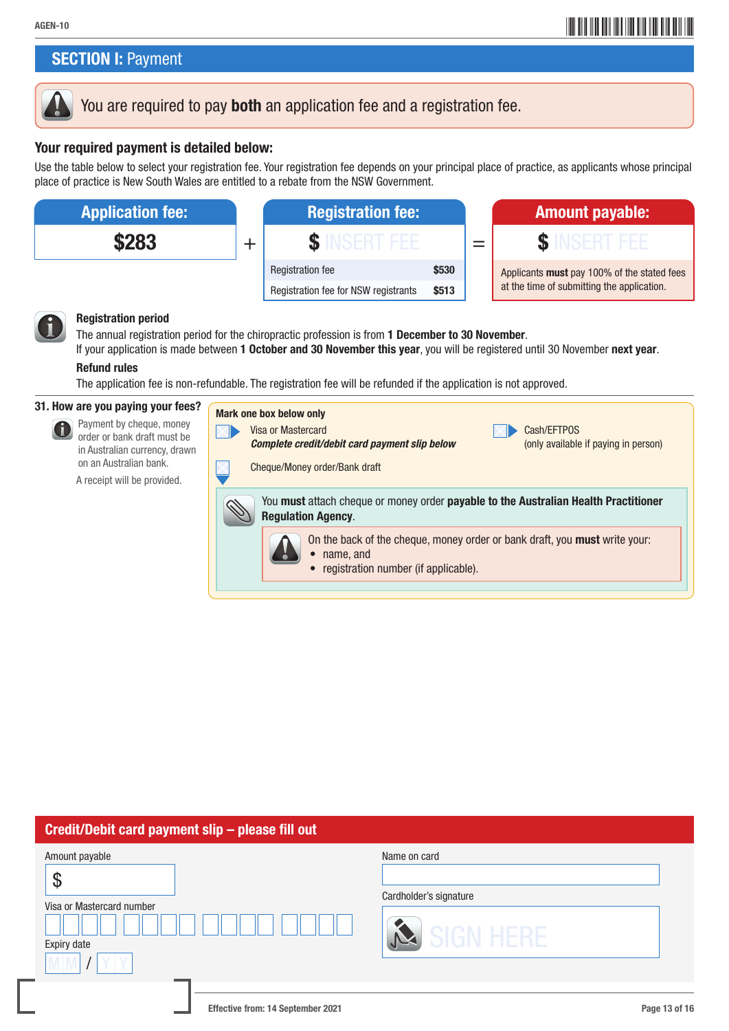## SECTION I: Payment

You are required to pay **both** an application fee and a registration fee.

### Your required payment is detailed below:

Use the table below to select your registration fee. Your registration fee depends on your principal place of practice, as applicants whose principal place of practice is New South Wales are entitled to a rebate from the NSW Government.

| Application fee: | | Registration fee: | | | Amount payable: |
|---|---|---|---|---|---|
| **$283** | + | **$** INSERT FEE | | = | **$** INSERT FEE |
| | | Registration fee | **$530** | | Applicants **must** pay 100% of the stated fees at the time of submitting the application. |
| | | Registration fee for NSW registrants | **$513** | | |

**Registration period**

The annual registration period for the chiropractic profession is from **1 December to 30 November**.
If your application is made between **1 October and 30 November this year**, you will be registered until 30 November **next year**.

**Refund rules**

The application fee is non-refundable. The registration fee will be refunded if the application is not approved.

**31. How are you paying your fees?**

Payment by cheque, money order or bank draft must be in Australian currency, drawn on an Australian bank.

A receipt will be provided.

**Mark one box below only**

- ☐ Visa or Mastercard
  ***Complete credit/debit card payment slip below***
- ☐ Cash/EFTPOS
  (only available if paying in person)
- ☐ Cheque/Money order/Bank draft

You **must** attach cheque or money order **payable to the Australian Health Practitioner Regulation Agency**.

On the back of the cheque, money order or bank draft, you **must** write your:
- name, and
- registration number (if applicable).

### Credit/Debit card payment slip – please fill out

Amount payable
$

Visa or Mastercard number

Expiry date
MM / YY

Name on card

Cardholder's signature
SIGN HERE

Effective from: 14 September 2021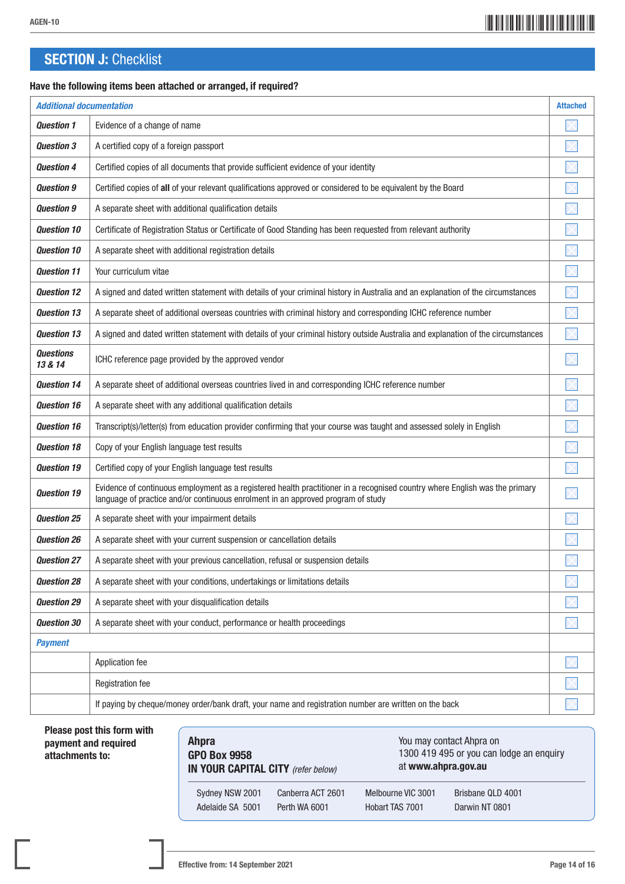## SECTION J: Checklist

**Have the following items been attached or arranged, if required?**

| *Additional documentation* | | Attached |
|---|---|---|
| ***Question 1*** | Evidence of a change of name | ☐ |
| ***Question 3*** | A certified copy of a foreign passport | ☐ |
| ***Question 4*** | Certified copies of all documents that provide sufficient evidence of your identity | ☐ |
| ***Question 9*** | Certified copies of **all** of your relevant qualifications approved or considered to be equivalent by the Board | ☐ |
| ***Question 9*** | A separate sheet with additional qualification details | ☐ |
| ***Question 10*** | Certificate of Registration Status or Certificate of Good Standing has been requested from relevant authority | ☐ |
| ***Question 10*** | A separate sheet with additional registration details | ☐ |
| ***Question 11*** | Your curriculum vitae | ☐ |
| ***Question 12*** | A signed and dated written statement with details of your criminal history in Australia and an explanation of the circumstances | ☐ |
| ***Question 13*** | A separate sheet of additional overseas countries with criminal history and corresponding ICHC reference number | ☐ |
| ***Question 13*** | A signed and dated written statement with details of your criminal history outside Australia and explanation of the circumstances | ☐ |
| ***Questions 13 & 14*** | ICHC reference page provided by the approved vendor | ☐ |
| ***Question 14*** | A separate sheet of additional overseas countries lived in and corresponding ICHC reference number | ☐ |
| ***Question 16*** | A separate sheet with any additional qualification details | ☐ |
| ***Question 16*** | Transcript(s)/letter(s) from education provider confirming that your course was taught and assessed solely in English | ☐ |
| ***Question 18*** | Copy of your English language test results | ☐ |
| ***Question 19*** | Certified copy of your English language test results | ☐ |
| ***Question 19*** | Evidence of continuous employment as a registered health practitioner in a recognised country where English was the primary language of practice and/or continuous enrolment in an approved program of study | ☐ |
| ***Question 25*** | A separate sheet with your impairment details | ☐ |
| ***Question 26*** | A separate sheet with your current suspension or cancellation details | ☐ |
| ***Question 27*** | A separate sheet with your previous cancellation, refusal or suspension details | ☐ |
| ***Question 28*** | A separate sheet with your conditions, undertakings or limitations details | ☐ |
| ***Question 29*** | A separate sheet with your disqualification details | ☐ |
| ***Question 30*** | A separate sheet with your conduct, performance or health proceedings | ☐ |
| ***Payment*** | | |
| | Application fee | ☐ |
| | Registration fee | ☐ |
| | If paying by cheque/money order/bank draft, your name and registration number are written on the back | ☐ |

**Please post this form with payment and required attachments to:**

**Ahpra**
**GPO Box 9958**
**IN YOUR CAPITAL CITY** *(refer below)*

You may contact Ahpra on 1300 419 495 or you can lodge an enquiry at **www.ahpra.gov.au**

| | | | |
|---|---|---|---|
| Sydney NSW 2001 | Canberra ACT 2601 | Melbourne VIC 3001 | Brisbane QLD 4001 |
| Adelaide SA 5001 | Perth WA 6001 | Hobart TAS 7001 | Darwin NT 0801 |

**Effective from: 14 September 2021**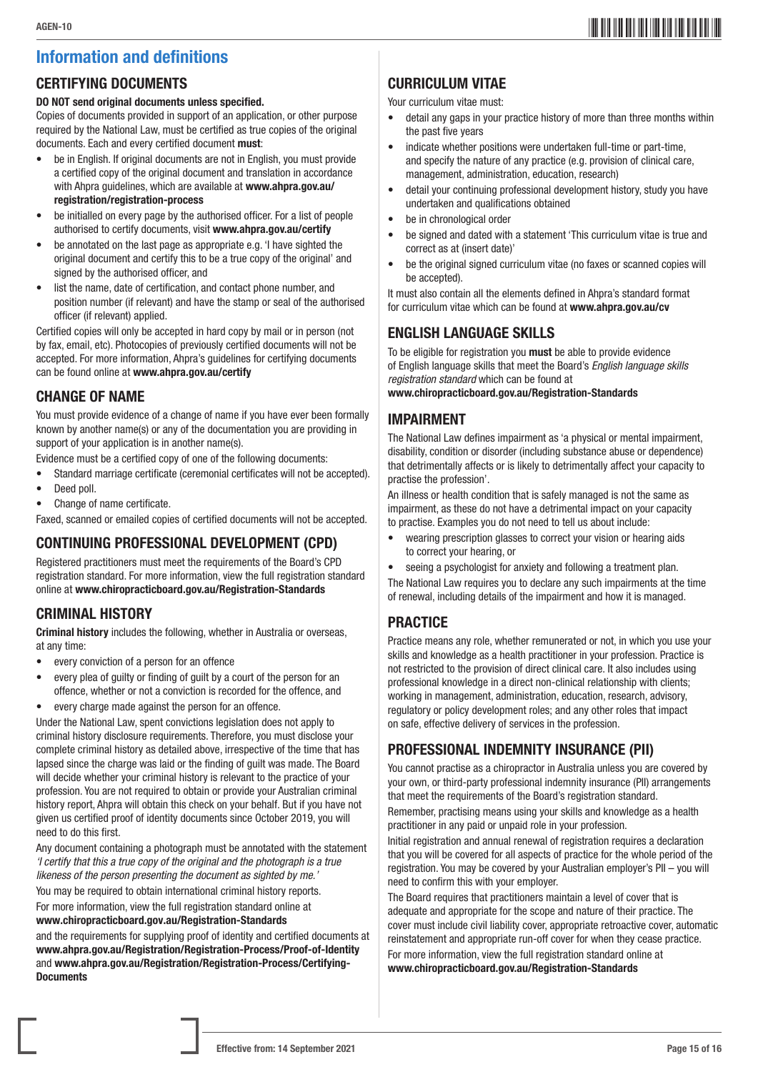# Information and definitions

## CERTIFYING DOCUMENTS

**DO NOT send original documents unless specified.**

Copies of documents provided in support of an application, or other purpose required by the National Law, must be certified as true copies of the original documents. Each and every certified document **must**:

- be in English. If original documents are not in English, you must provide a certified copy of the original document and translation in accordance with Ahpra guidelines, which are available at **www.ahpra.gov.au/registration/registration-process**
- be initialled on every page by the authorised officer. For a list of people authorised to certify documents, visit **www.ahpra.gov.au/certify**
- be annotated on the last page as appropriate e.g. 'I have sighted the original document and certify this to be a true copy of the original' and signed by the authorised officer, and
- list the name, date of certification, and contact phone number, and position number (if relevant) and have the stamp or seal of the authorised officer (if relevant) applied.

Certified copies will only be accepted in hard copy by mail or in person (not by fax, email, etc). Photocopies of previously certified documents will not be accepted. For more information, Ahpra's guidelines for certifying documents can be found online at **www.ahpra.gov.au/certify**

## CHANGE OF NAME

You must provide evidence of a change of name if you have ever been formally known by another name(s) or any of the documentation you are providing in support of your application is in another name(s).

Evidence must be a certified copy of one of the following documents:

- Standard marriage certificate (ceremonial certificates will not be accepted).
- Deed poll.
- Change of name certificate.

Faxed, scanned or emailed copies of certified documents will not be accepted.

## CONTINUING PROFESSIONAL DEVELOPMENT (CPD)

Registered practitioners must meet the requirements of the Board's CPD registration standard. For more information, view the full registration standard online at **www.chiropracticboard.gov.au/Registration-Standards**

## CRIMINAL HISTORY

**Criminal history** includes the following, whether in Australia or overseas, at any time:

- every conviction of a person for an offence
- every plea of guilty or finding of guilt by a court of the person for an offence, whether or not a conviction is recorded for the offence, and
- every charge made against the person for an offence.

Under the National Law, spent convictions legislation does not apply to criminal history disclosure requirements. Therefore, you must disclose your complete criminal history as detailed above, irrespective of the time that has lapsed since the charge was laid or the finding of guilt was made. The Board will decide whether your criminal history is relevant to the practice of your profession. You are not required to obtain or provide your Australian criminal history report, Ahpra will obtain this check on your behalf. But if you have not given us certified proof of identity documents since October 2019, you will need to do this first.

Any document containing a photograph must be annotated with the statement *'I certify that this a true copy of the original and the photograph is a true likeness of the person presenting the document as sighted by me.'*

You may be required to obtain international criminal history reports.

For more information, view the full registration standard online at **www.chiropracticboard.gov.au/Registration-Standards**

and the requirements for supplying proof of identity and certified documents at **www.ahpra.gov.au/Registration/Registration-Process/Proof-of-Identity** and **www.ahpra.gov.au/Registration/Registration-Process/Certifying-Documents**

## CURRICULUM VITAE

Your curriculum vitae must:

- detail any gaps in your practice history of more than three months within the past five years
- indicate whether positions were undertaken full-time or part-time, and specify the nature of any practice (e.g. provision of clinical care, management, administration, education, research)
- detail your continuing professional development history, study you have undertaken and qualifications obtained
- be in chronological order
- be signed and dated with a statement 'This curriculum vitae is true and correct as at (insert date)'
- be the original signed curriculum vitae (no faxes or scanned copies will be accepted).

It must also contain all the elements defined in Ahpra's standard format for curriculum vitae which can be found at **www.ahpra.gov.au/cv**

## ENGLISH LANGUAGE SKILLS

To be eligible for registration you **must** be able to provide evidence of English language skills that meet the Board's *English language skills registration standard* which can be found at **www.chiropracticboard.gov.au/Registration-Standards**

## IMPAIRMENT

The National Law defines impairment as 'a physical or mental impairment, disability, condition or disorder (including substance abuse or dependence) that detrimentally affects or is likely to detrimentally affect your capacity to practise the profession'.

An illness or health condition that is safely managed is not the same as impairment, as these do not have a detrimental impact on your capacity to practise. Examples you do not need to tell us about include:

- wearing prescription glasses to correct your vision or hearing aids to correct your hearing, or
- seeing a psychologist for anxiety and following a treatment plan.

The National Law requires you to declare any such impairments at the time of renewal, including details of the impairment and how it is managed.

## PRACTICE

Practice means any role, whether remunerated or not, in which you use your skills and knowledge as a health practitioner in your profession. Practice is not restricted to the provision of direct clinical care. It also includes using professional knowledge in a direct non-clinical relationship with clients; working in management, administration, education, research, advisory, regulatory or policy development roles; and any other roles that impact on safe, effective delivery of services in the profession.

## PROFESSIONAL INDEMNITY INSURANCE (PII)

You cannot practise as a chiropractor in Australia unless you are covered by your own, or third-party professional indemnity insurance (PII) arrangements that meet the requirements of the Board's registration standard.

Remember, practising means using your skills and knowledge as a health practitioner in any paid or unpaid role in your profession.

Initial registration and annual renewal of registration requires a declaration that you will be covered for all aspects of practice for the whole period of the registration. You may be covered by your Australian employer's PII – you will need to confirm this with your employer.

The Board requires that practitioners maintain a level of cover that is adequate and appropriate for the scope and nature of their practice. The cover must include civil liability cover, appropriate retroactive cover, automatic reinstatement and appropriate run-off cover for when they cease practice.

For more information, view the full registration standard online at **www.chiropracticboard.gov.au/Registration-Standards**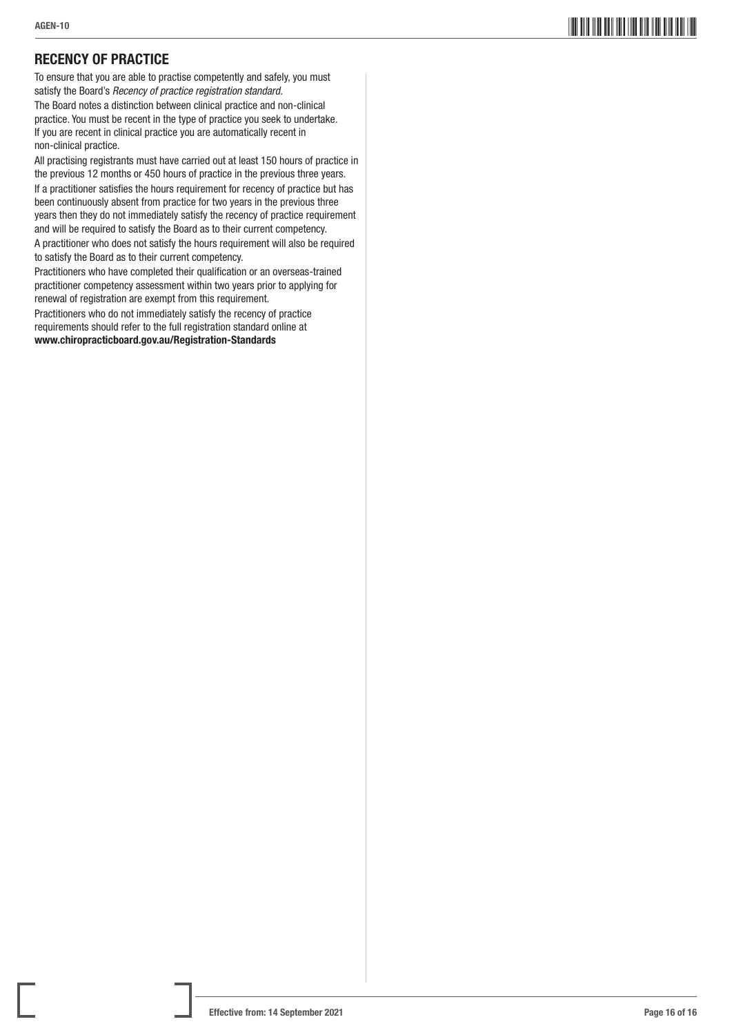## RECENCY OF PRACTICE

To ensure that you are able to practise competently and safely, you must satisfy the Board's *Recency of practice registration standard*.

The Board notes a distinction between clinical practice and non-clinical practice. You must be recent in the type of practice you seek to undertake. If you are recent in clinical practice you are automatically recent in non-clinical practice.

All practising registrants must have carried out at least 150 hours of practice in the previous 12 months or 450 hours of practice in the previous three years.

If a practitioner satisfies the hours requirement for recency of practice but has been continuously absent from practice for two years in the previous three years then they do not immediately satisfy the recency of practice requirement and will be required to satisfy the Board as to their current competency.

A practitioner who does not satisfy the hours requirement will also be required to satisfy the Board as to their current competency.

Practitioners who have completed their qualification or an overseas-trained practitioner competency assessment within two years prior to applying for renewal of registration are exempt from this requirement.

Practitioners who do not immediately satisfy the recency of practice requirements should refer to the full registration standard online at **www.chiropracticboard.gov.au/Registration-Standards**